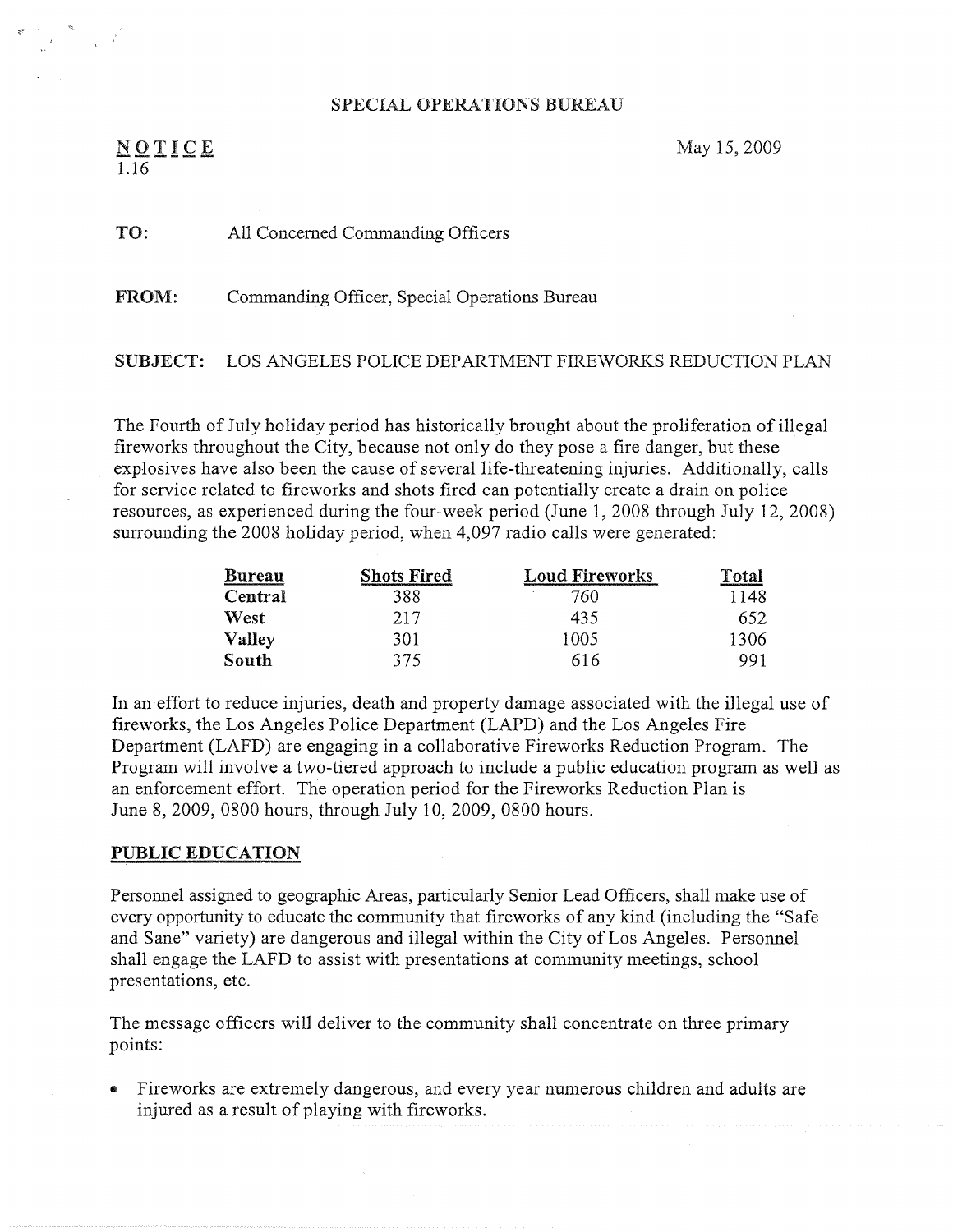SPECIAL OPERATIONS BUREAU

N O T I C E
1.16

May 15, 2009

**TO:** All Concerned Commanding Officers

**FROM:** Commanding Officer, Special Operations Bureau

**SUBJECT:** LOS ANGELES POLICE DEPARTMENT FIREWORKS REDUCTION PLAN

The Fourth of July holiday period has historically brought about the proliferation of illegal fireworks throughout the City, because not only do they pose a fire danger, but these explosives have also been the cause of several life-threatening injuries. Additionally, calls for service related to fireworks and shots fired can potentially create a drain on police resources, as experienced during the four-week period (June 1, 2008 through July 12, 2008) surrounding the 2008 holiday period, when 4,097 radio calls were generated:

| Bureau | Shots Fired | Loud Fireworks | Total |
|---|---|---|---|
| **Central** | 388 | 760 | 1148 |
| **West** | 217 | 435 | 652 |
| **Valley** | 301 | 1005 | 1306 |
| **South** | 375 | 616 | 991 |

In an effort to reduce injuries, death and property damage associated with the illegal use of fireworks, the Los Angeles Police Department (LAPD) and the Los Angeles Fire Department (LAFD) are engaging in a collaborative Fireworks Reduction Program. The Program will involve a two-tiered approach to include a public education program as well as an enforcement effort. The operation period for the Fireworks Reduction Plan is June 8, 2009, 0800 hours, through July 10, 2009, 0800 hours.

## PUBLIC EDUCATION

Personnel assigned to geographic Areas, particularly Senior Lead Officers, shall make use of every opportunity to educate the community that fireworks of any kind (including the "Safe and Sane" variety) are dangerous and illegal within the City of Los Angeles. Personnel shall engage the LAFD to assist with presentations at community meetings, school presentations, etc.

The message officers will deliver to the community shall concentrate on three primary points:

- Fireworks are extremely dangerous, and every year numerous children and adults are injured as a result of playing with fireworks.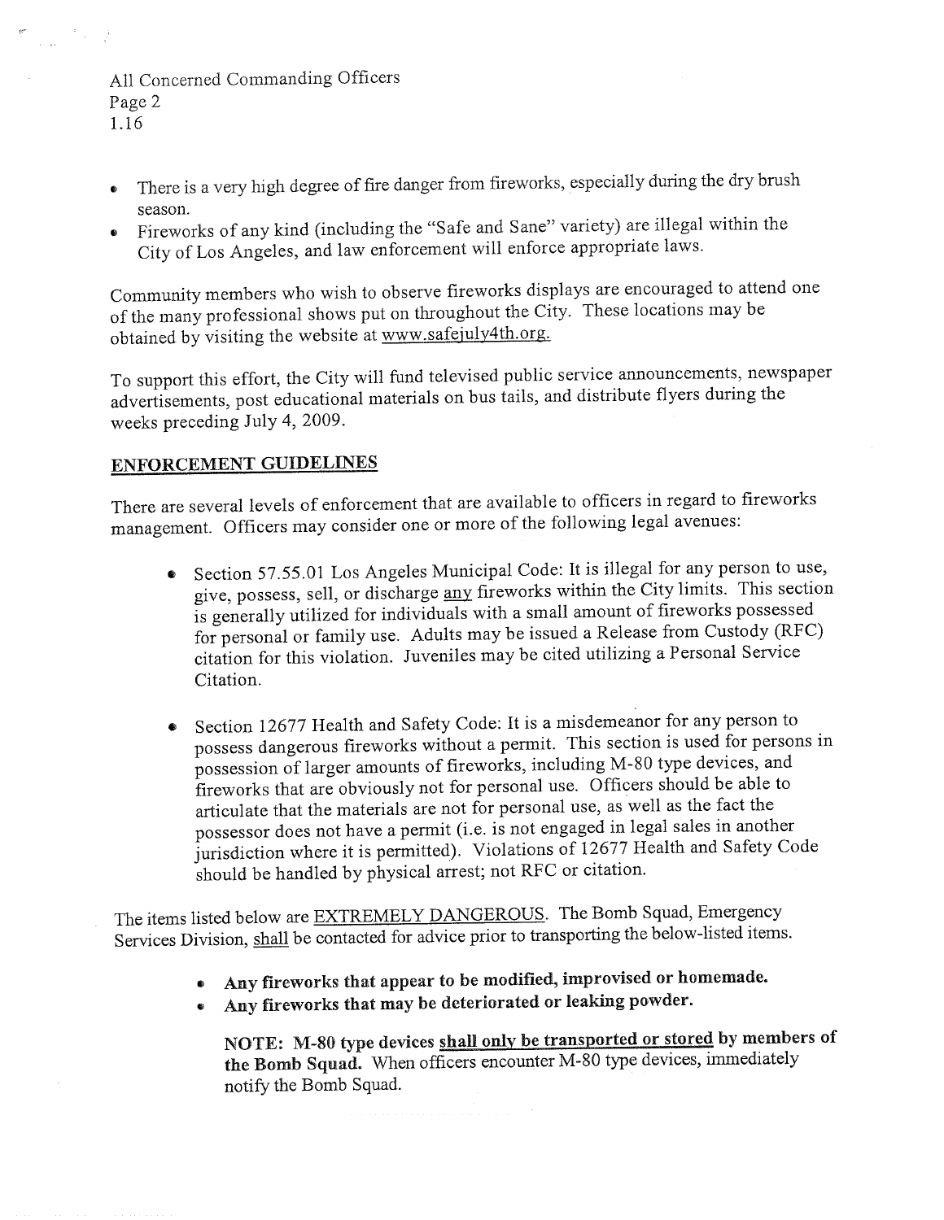- There is a very high degree of fire danger from fireworks, especially during the dry brush season.
- Fireworks of any kind (including the "Safe and Sane" variety) are illegal within the City of Los Angeles, and law enforcement will enforce appropriate laws.

Community members who wish to observe fireworks displays are encouraged to attend one of the many professional shows put on throughout the City. These locations may be obtained by visiting the website at www.safejuly4th.org.

To support this effort, the City will fund televised public service announcements, newspaper advertisements, post educational materials on bus tails, and distribute flyers during the weeks preceding July 4, 2009.

## ENFORCEMENT GUIDELINES

There are several levels of enforcement that are available to officers in regard to fireworks management. Officers may consider one or more of the following legal avenues:

- Section 57.55.01 Los Angeles Municipal Code: It is illegal for any person to use, give, possess, sell, or discharge any fireworks within the City limits. This section is generally utilized for individuals with a small amount of fireworks possessed for personal or family use. Adults may be issued a Release from Custody (RFC) citation for this violation. Juveniles may be cited utilizing a Personal Service Citation.

- Section 12677 Health and Safety Code: It is a misdemeanor for any person to possess dangerous fireworks without a permit. This section is used for persons in possession of larger amounts of fireworks, including M-80 type devices, and fireworks that are obviously not for personal use. Officers should be able to articulate that the materials are not for personal use, as well as the fact the possessor does not have a permit (i.e. is not engaged in legal sales in another jurisdiction where it is permitted). Violations of 12677 Health and Safety Code should be handled by physical arrest; not RFC or citation.

The items listed below are EXTREMELY DANGEROUS. The Bomb Squad, Emergency Services Division, shall be contacted for advice prior to transporting the below-listed items.

- **Any fireworks that appear to be modified, improvised or homemade.**
- **Any fireworks that may be deteriorated or leaking powder.**

**NOTE: M-80 type devices shall only be transported or stored by members of the Bomb Squad.** When officers encounter M-80 type devices, immediately notify the Bomb Squad.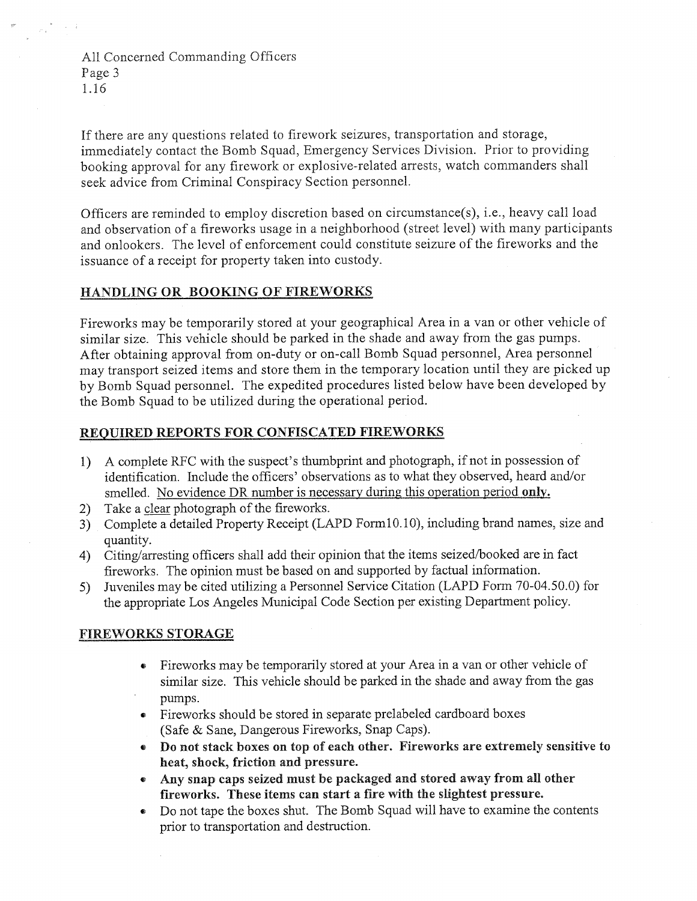If there are any questions related to firework seizures, transportation and storage, immediately contact the Bomb Squad, Emergency Services Division. Prior to providing booking approval for any firework or explosive-related arrests, watch commanders shall seek advice from Criminal Conspiracy Section personnel.

Officers are reminded to employ discretion based on circumstance(s), i.e., heavy call load and observation of a fireworks usage in a neighborhood (street level) with many participants and onlookers. The level of enforcement could constitute seizure of the fireworks and the issuance of a receipt for property taken into custody.

## HANDLING OR BOOKING OF FIREWORKS

Fireworks may be temporarily stored at your geographical Area in a van or other vehicle of similar size. This vehicle should be parked in the shade and away from the gas pumps. After obtaining approval from on-duty or on-call Bomb Squad personnel, Area personnel may transport seized items and store them in the temporary location until they are picked up by Bomb Squad personnel. The expedited procedures listed below have been developed by the Bomb Squad to be utilized during the operational period.

## REQUIRED REPORTS FOR CONFISCATED FIREWORKS

1) A complete RFC with the suspect's thumbprint and photograph, if not in possession of identification. Include the officers' observations as to what they observed, heard and/or smelled. No evidence DR number is necessary during this operation period **only.**
2) Take a clear photograph of the fireworks.
3) Complete a detailed Property Receipt (LAPD Form10.10), including brand names, size and quantity.
4) Citing/arresting officers shall add their opinion that the items seized/booked are in fact fireworks. The opinion must be based on and supported by factual information.
5) Juveniles may be cited utilizing a Personnel Service Citation (LAPD Form 70-04.50.0) for the appropriate Los Angeles Municipal Code Section per existing Department policy.

## FIREWORKS STORAGE

- Fireworks may be temporarily stored at your Area in a van or other vehicle of similar size. This vehicle should be parked in the shade and away from the gas pumps.
- Fireworks should be stored in separate prelabeled cardboard boxes (Safe & Sane, Dangerous Fireworks, Snap Caps).
- **Do not stack boxes on top of each other. Fireworks are extremely sensitive to heat, shock, friction and pressure.**
- **Any snap caps seized must be packaged and stored away from all other fireworks. These items can start a fire with the slightest pressure.**
- Do not tape the boxes shut. The Bomb Squad will have to examine the contents prior to transportation and destruction.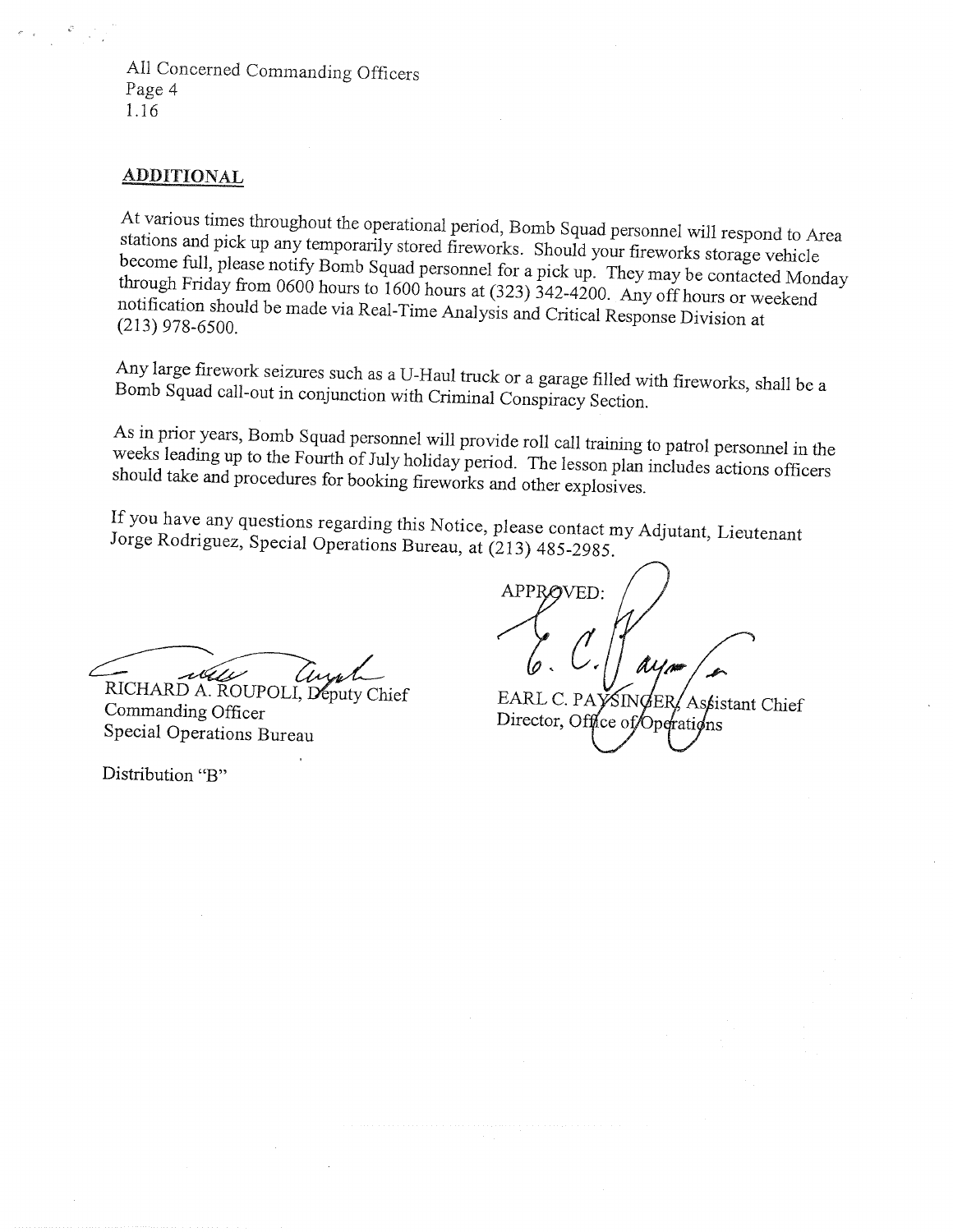All Concerned Commanding Officers
Page 4
1.16

## ADDITIONAL

At various times throughout the operational period, Bomb Squad personnel will respond to Area stations and pick up any temporarily stored fireworks. Should your fireworks storage vehicle become full, please notify Bomb Squad personnel for a pick up. They may be contacted Monday through Friday from 0600 hours to 1600 hours at (323) 342-4200. Any off hours or weekend notification should be made via Real-Time Analysis and Critical Response Division at (213) 978-6500.

Any large firework seizures such as a U-Haul truck or a garage filled with fireworks, shall be a Bomb Squad call-out in conjunction with Criminal Conspiracy Section.

As in prior years, Bomb Squad personnel will provide roll call training to patrol personnel in the weeks leading up to the Fourth of July holiday period. The lesson plan includes actions officers should take and procedures for booking fireworks and other explosives.

If you have any questions regarding this Notice, please contact my Adjutant, Lieutenant Jorge Rodriguez, Special Operations Bureau, at (213) 485-2985.

RICHARD A. ROUPOLI, Deputy Chief
Commanding Officer
Special Operations Bureau

APPROVED:

EARL C. PAYSINGER, Assistant Chief
Director, Office of Operations

Distribution "B"